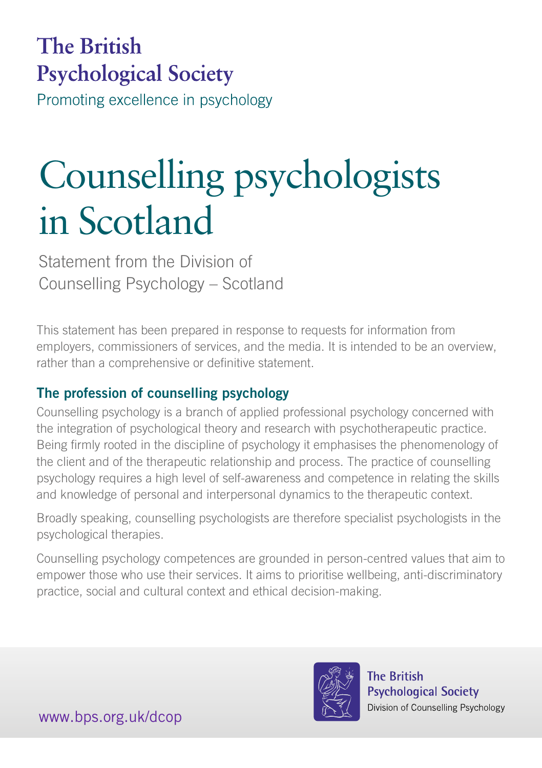The British Psychological Society

Promoting excellence in psychology

# Counselling psychologists in Scotland

Statement from the Division of Counselling Psychology – Scotland

This statement has been prepared in response to requests for information from employers, commissioners of services, and the media. It is intended to be an overview, rather than a comprehensive or definitive statement.

## The profession of counselling psychology

Counselling psychology is a branch of applied professional psychology concerned with the integration of psychological theory and research with psychotherapeutic practice. Being firmly rooted in the discipline of psychology it emphasises the phenomenology of the client and of the therapeutic relationship and process. The practice of counselling psychology requires a high level of self-awareness and competence in relating the skills and knowledge of personal and interpersonal dynamics to the therapeutic context.

Broadly speaking, counselling psychologists are therefore specialist psychologists in the psychological therapies.

Counselling psychology competences are grounded in person-centred values that aim to empower those who use their services. It aims to prioritise wellbeing, anti-discriminatory practice, social and cultural context and ethical decision-making.

www.bps.org.uk/dcop

The British Psychological Society
Division of Counselling Psychology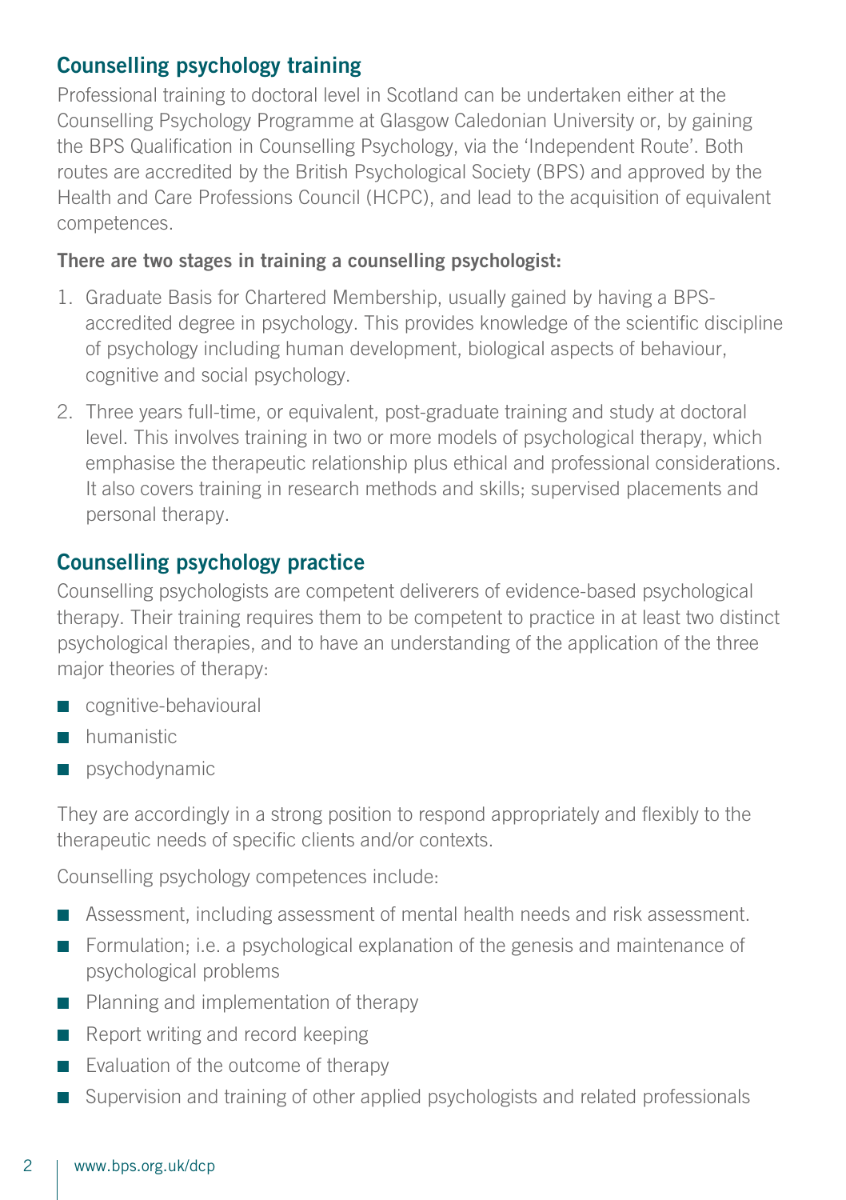## Counselling psychology training

Professional training to doctoral level in Scotland can be undertaken either at the Counselling Psychology Programme at Glasgow Caledonian University or, by gaining the BPS Qualification in Counselling Psychology, via the 'Independent Route'. Both routes are accredited by the British Psychological Society (BPS) and approved by the Health and Care Professions Council (HCPC), and lead to the acquisition of equivalent competences.

**There are two stages in training a counselling psychologist:**

1. Graduate Basis for Chartered Membership, usually gained by having a BPS-accredited degree in psychology. This provides knowledge of the scientific discipline of psychology including human development, biological aspects of behaviour, cognitive and social psychology.
2. Three years full-time, or equivalent, post-graduate training and study at doctoral level. This involves training in two or more models of psychological therapy, which emphasise the therapeutic relationship plus ethical and professional considerations. It also covers training in research methods and skills; supervised placements and personal therapy.

## Counselling psychology practice

Counselling psychologists are competent deliverers of evidence-based psychological therapy. Their training requires them to be competent to practice in at least two distinct psychological therapies, and to have an understanding of the application of the three major theories of therapy:

- cognitive-behavioural
- humanistic
- psychodynamic

They are accordingly in a strong position to respond appropriately and flexibly to the therapeutic needs of specific clients and/or contexts.

Counselling psychology competences include:

- Assessment, including assessment of mental health needs and risk assessment.
- Formulation; i.e. a psychological explanation of the genesis and maintenance of psychological problems
- Planning and implementation of therapy
- Report writing and record keeping
- Evaluation of the outcome of therapy
- Supervision and training of other applied psychologists and related professionals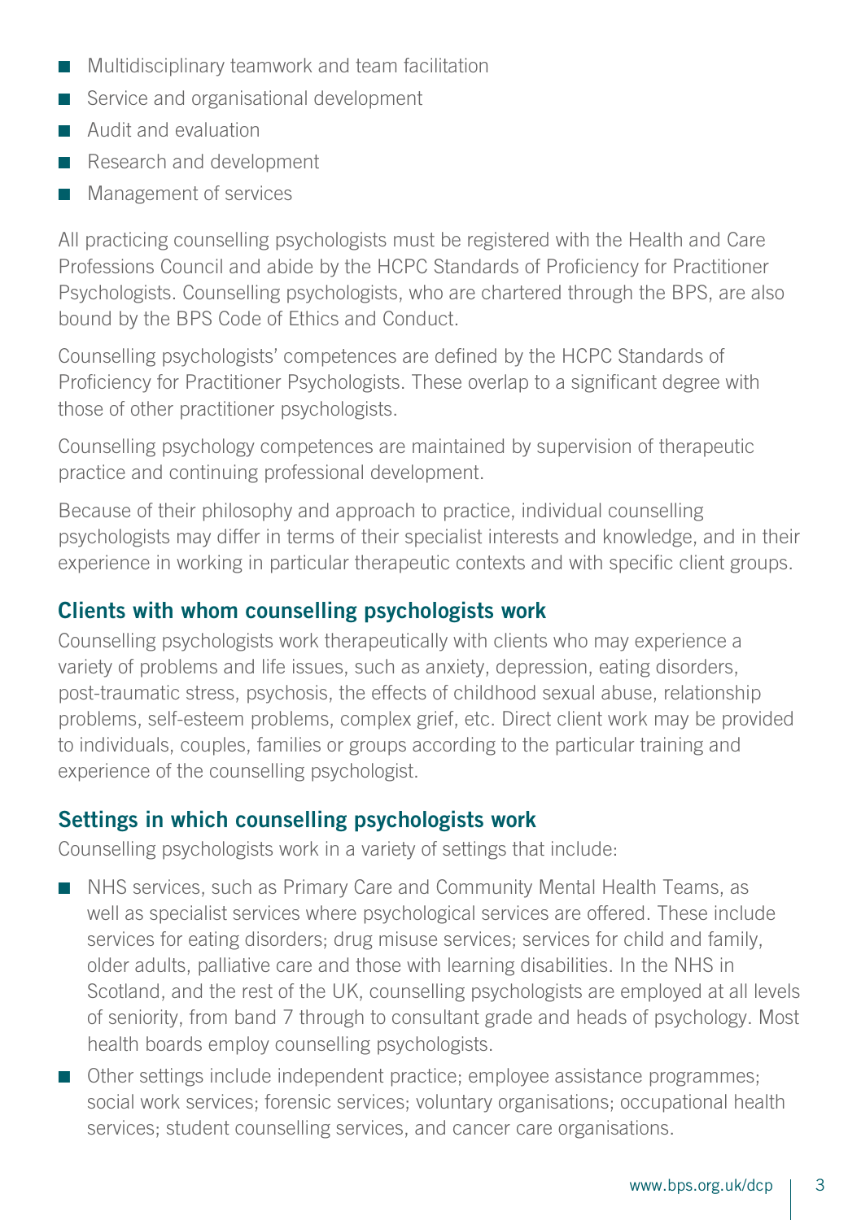- Multidisciplinary teamwork and team facilitation
- Service and organisational development
- Audit and evaluation
- Research and development
- Management of services

All practicing counselling psychologists must be registered with the Health and Care Professions Council and abide by the HCPC Standards of Proficiency for Practitioner Psychologists. Counselling psychologists, who are chartered through the BPS, are also bound by the BPS Code of Ethics and Conduct.

Counselling psychologists' competences are defined by the HCPC Standards of Proficiency for Practitioner Psychologists. These overlap to a significant degree with those of other practitioner psychologists.

Counselling psychology competences are maintained by supervision of therapeutic practice and continuing professional development.

Because of their philosophy and approach to practice, individual counselling psychologists may differ in terms of their specialist interests and knowledge, and in their experience in working in particular therapeutic contexts and with specific client groups.

## Clients with whom counselling psychologists work

Counselling psychologists work therapeutically with clients who may experience a variety of problems and life issues, such as anxiety, depression, eating disorders, post-traumatic stress, psychosis, the effects of childhood sexual abuse, relationship problems, self-esteem problems, complex grief, etc. Direct client work may be provided to individuals, couples, families or groups according to the particular training and experience of the counselling psychologist.

## Settings in which counselling psychologists work

Counselling psychologists work in a variety of settings that include:

- NHS services, such as Primary Care and Community Mental Health Teams, as well as specialist services where psychological services are offered. These include services for eating disorders; drug misuse services; services for child and family, older adults, palliative care and those with learning disabilities. In the NHS in Scotland, and the rest of the UK, counselling psychologists are employed at all levels of seniority, from band 7 through to consultant grade and heads of psychology. Most health boards employ counselling psychologists.
- Other settings include independent practice; employee assistance programmes; social work services; forensic services; voluntary organisations; occupational health services; student counselling services, and cancer care organisations.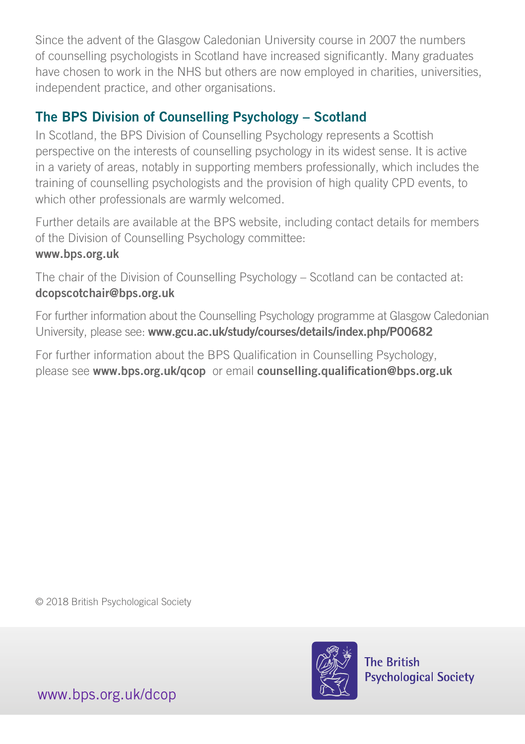Since the advent of the Glasgow Caledonian University course in 2007 the numbers of counselling psychologists in Scotland have increased significantly. Many graduates have chosen to work in the NHS but others are now employed in charities, universities, independent practice, and other organisations.

## The BPS Division of Counselling Psychology – Scotland

In Scotland, the BPS Division of Counselling Psychology represents a Scottish perspective on the interests of counselling psychology in its widest sense. It is active in a variety of areas, notably in supporting members professionally, which includes the training of counselling psychologists and the provision of high quality CPD events, to which other professionals are warmly welcomed.

Further details are available at the BPS website, including contact details for members of the Division of Counselling Psychology committee:
**www.bps.org.uk**

The chair of the Division of Counselling Psychology – Scotland can be contacted at:
**dcopscotchair@bps.org.uk**

For further information about the Counselling Psychology programme at Glasgow Caledonian University, please see: **www.gcu.ac.uk/study/courses/details/index.php/P00682**

For further information about the BPS Qualification in Counselling Psychology, please see **www.bps.org.uk/qcop** or email **counselling.qualification@bps.org.uk**

© 2018 British Psychological Society

The British Psychological Society

www.bps.org.uk/dcop